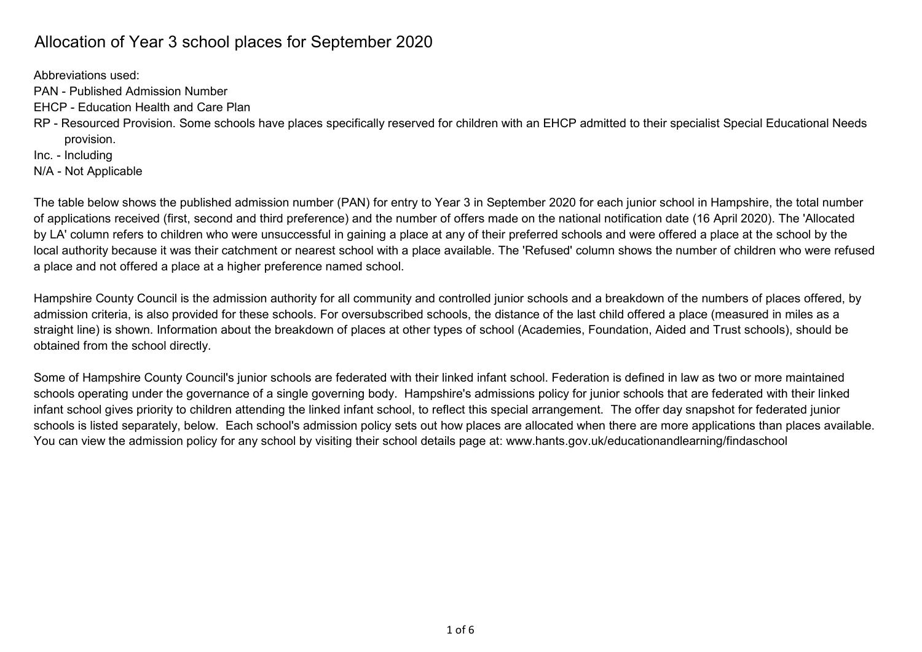# Allocation of Year 3 school places for September 2020

Abbreviations used:

PAN - Published Admission Number

EHCP - Education Health and Care Plan

RP - Resourced Provision. Some schools have places specifically reserved for children with an EHCP admitted to their specialist Special Educational Needs provision.

Inc. - Including

N/A - Not Applicable

The table below shows the published admission number (PAN) for entry to Year 3 in September 2020 for each junior school in Hampshire, the total number of applications received (first, second and third preference) and the number of offers made on the national notification date (16 April 2020). The 'Allocated by LA' column refers to children who were unsuccessful in gaining a place at any of their preferred schools and were offered a place at the school by the local authority because it was their catchment or nearest school with a place available. The 'Refused' column shows the number of children who were refused a place and not offered a place at a higher preference named school.

Hampshire County Council is the admission authority for all community and controlled junior schools and a breakdown of the numbers of places offered, by admission criteria, is also provided for these schools. For oversubscribed schools, the distance of the last child offered a place (measured in miles as a straight line) is shown. Information about the breakdown of places at other types of school (Academies, Foundation, Aided and Trust schools), should be obtained from the school directly.

Some of Hampshire County Council's junior schools are federated with their linked infant school. Federation is defined in law as two or more maintained schools operating under the governance of a single governing body. Hampshire's admissions policy for junior schools that are federated with their linked infant school gives priority to children attending the linked infant school, to reflect this special arrangement. The offer day snapshot for federated junior schools is listed separately, below. Each school's admission policy sets out how places are allocated when there are more applications than places available. You can view the admission policy for any school by visiting their school details page at: www.hants.gov.uk/educationandlearning/findaschool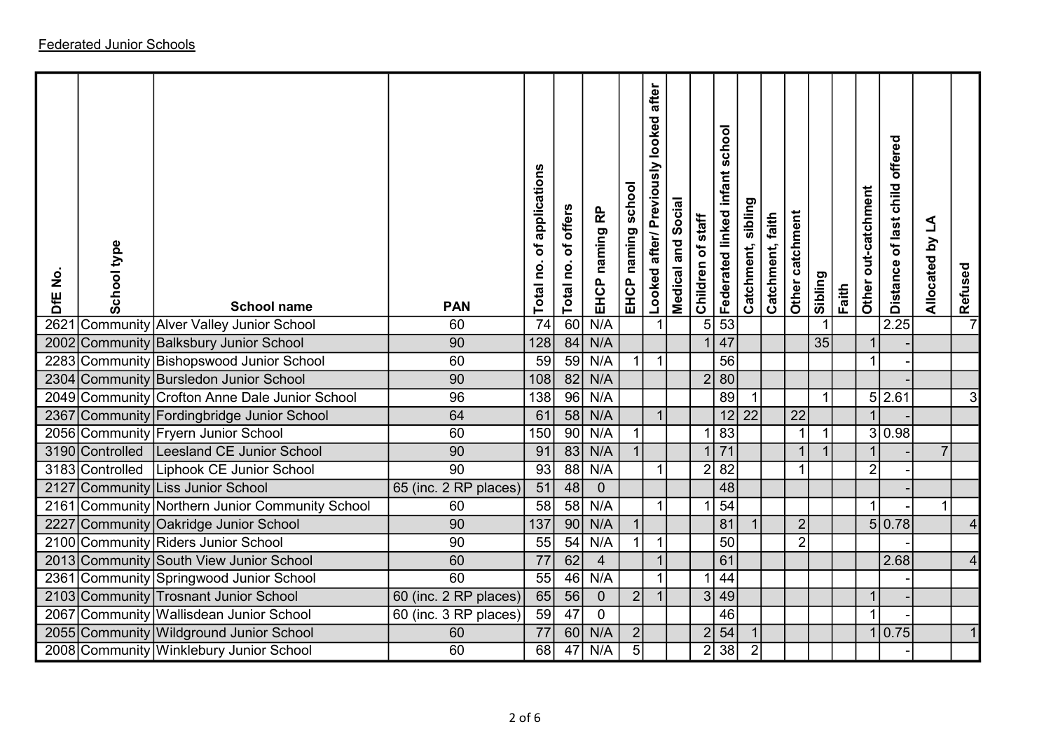Federated Junior Schools

| DfE No. | School type | School name | PAN | Total no. of applications | Total no. of offers | EHCP naming RP | EHCP naming school | Looked after/ Previously looked after | Medical and Social | Children of staff | Federated linked infant school | Catchment, sibling | Catchment, faith | Other catchment | Sibling | Faith | Other out-catchment | Distance of last child offered | Allocated by LA | Refused |
|---|---|---|---|---|---|---|---|---|---|---|---|---|---|---|---|---|---|---|---|---|
| 2621 | Community | Alver Valley Junior School | 60 | 74 | 60 | N/A | | 1 | | 5 | 53 | | | | 1 | | | 2.25 | | 7 |
| 2002 | Community | Balksbury Junior School | 90 | 128 | 84 | N/A | | | | 1 | 47 | | | | 35 | | 1 | - | | |
| 2283 | Community | Bishopswood Junior School | 60 | 59 | 59 | N/A | 1 | 1 | | | 56 | | | | | | 1 | - | | |
| 2304 | Community | Bursledon Junior School | 90 | 108 | 82 | N/A | | | | 2 | 80 | | | | | | | - | | |
| 2049 | Community | Crofton Anne Dale Junior School | 96 | 138 | 96 | N/A | | | | | 89 | 1 | | | 1 | | 5 | 2.61 | | 3 |
| 2367 | Community | Fordingbridge Junior School | 64 | 61 | 58 | N/A | | 1 | | | 12 | 22 | | 22 | | | 1 | - | | |
| 2056 | Community | Fryern Junior School | 60 | 150 | 90 | N/A | 1 | | | 1 | 83 | | | 1 | 1 | | 3 | 0.98 | | |
| 3190 | Controlled | Leesland CE Junior School | 90 | 91 | 83 | N/A | 1 | | | 1 | 71 | | | 1 | 1 | | 1 | - | 7 | |
| 3183 | Controlled | Liphook CE Junior School | 90 | 93 | 88 | N/A | | 1 | | 2 | 82 | | | 1 | | | 2 | - | | |
| 2127 | Community | Liss Junior School | 65 (inc. 2 RP places) | 51 | 48 | 0 | | | | | 48 | | | | | | | - | | |
| 2161 | Community | Northern Junior Community School | 60 | 58 | 58 | N/A | | 1 | | 1 | 54 | | | | | | 1 | - | 1 | |
| 2227 | Community | Oakridge Junior School | 90 | 137 | 90 | N/A | 1 | | | | 81 | 1 | | 2 | | | 5 | 0.78 | | 4 |
| 2100 | Community | Riders Junior School | 90 | 55 | 54 | N/A | 1 | 1 | | | 50 | | | 2 | | | | - | | |
| 2013 | Community | South View Junior School | 60 | 77 | 62 | 4 | | 1 | | | 61 | | | | | | | 2.68 | | 4 |
| 2361 | Community | Springwood Junior School | 60 | 55 | 46 | N/A | | 1 | | 1 | 44 | | | | | | | - | | |
| 2103 | Community | Trosnant Junior School | 60 (inc. 2 RP places) | 65 | 56 | 0 | 2 | 1 | | 3 | 49 | | | | | | 1 | - | | |
| 2067 | Community | Wallisdean Junior School | 60 (inc. 3 RP places) | 59 | 47 | 0 | | | | | 46 | | | | | | 1 | - | | |
| 2055 | Community | Wildground Junior School | 60 | 77 | 60 | N/A | 2 | | | 2 | 54 | 1 | | | | | 1 | 0.75 | | 1 |
| 2008 | Community | Winklebury Junior School | 60 | 68 | 47 | N/A | 5 | | | 2 | 38 | 2 | | | | | | - | | |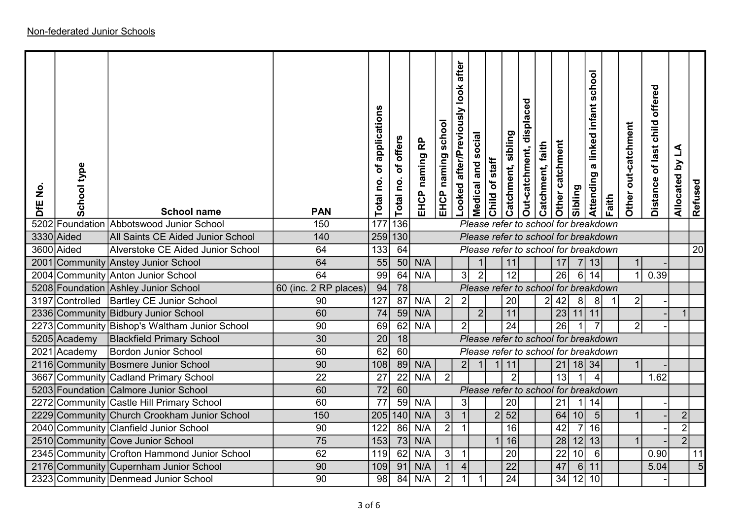Non-federated Junior Schools

| DfE No. | School type | School name | PAN | Total no. of applications | Total no. of offers | EHCP naming RP | EHCP naming school | Looked after/Previously look after | Medical and social | Child of staff | Catchment, sibling | Out-catchment, displaced | Catchment, faith | Other catchment | Sibling | Attending a linked infant school | Faith | Other out-catchment | Distance of last child offered | Allocated by LA | Refused |
|---|---|---|---|---|---|---|---|---|---|---|---|---|---|---|---|---|---|---|---|---|---|
| 5202 | Foundation | Abbotswood Junior School | 150 | 177 | 136 | *Please refer to school for breakdown* | | | | | | | | | | | | | | | |
| 3330 | Aided | All Saints CE Aided Junior School | 140 | 259 | 130 | *Please refer to school for breakdown* | | | | | | | | | | | | | | | |
| 3600 | Aided | Alverstoke CE Aided Junior School | 64 | 133 | 64 | *Please refer to school for breakdown* | | | | | | | | | | | | | | | 20 |
| 2001 | Community | Anstey Junior School | 64 | 55 | 50 | N/A | | | 1 | | 11 | | | 17 | 7 | 13 | | 1 | - | | |
| 2004 | Community | Anton Junior School | 64 | 99 | 64 | N/A | | 3 | 2 | | 12 | | | 26 | 6 | 14 | | 1 | 0.39 | | |
| 5208 | Foundation | Ashley Junior School | 60 (inc. 2 RP places) | 94 | 78 | *Please refer to school for breakdown* | | | | | | | | | | | | | | | |
| 3197 | Controlled | Bartley CE Junior School | 90 | 127 | 87 | N/A | 2 | 2 | | | 20 | | 2 | 42 | 8 | 8 | 1 | 2 | - | | |
| 2336 | Community | Bidbury Junior School | 60 | 74 | 59 | N/A | | | 2 | | 11 | | | 23 | 11 | 11 | | | - | 1 | |
| 2273 | Community | Bishop's Waltham Junior School | 90 | 69 | 62 | N/A | | 2 | | | 24 | | | 26 | 1 | 7 | | 2 | - | | |
| 5205 | Academy | Blackfield Primary School | 30 | 20 | 18 | *Please refer to school for breakdown* | | | | | | | | | | | | | | | |
| 2021 | Academy | Bordon Junior School | 60 | 62 | 60 | *Please refer to school for breakdown* | | | | | | | | | | | | | | | |
| 2116 | Community | Bosmere Junior School | 90 | 108 | 89 | N/A | | 2 | 1 | 1 | 11 | | | 21 | 18 | 34 | | 1 | - | | |
| 3667 | Community | Cadland Primary School | 22 | 27 | 22 | N/A | 2 | | | | 2 | | | 13 | 1 | 4 | | | 1.62 | | |
| 5203 | Foundation | Calmore Junior School | 60 | 72 | 60 | *Please refer to school for breakdown* | | | | | | | | | | | | | | | |
| 2272 | Community | Castle Hill Primary School | 60 | 77 | 59 | N/A | | 3 | | | 20 | | | 21 | 1 | 14 | | | - | | |
| 2229 | Community | Church Crookham Junior School | 150 | 205 | 140 | N/A | 3 | 1 | | 2 | 52 | | | 64 | 10 | 5 | | 1 | - | 2 | |
| 2040 | Community | Clanfield Junior School | 90 | 122 | 86 | N/A | 2 | 1 | | | 16 | | | 42 | 7 | 16 | | | - | 2 | |
| 2510 | Community | Cove Junior School | 75 | 153 | 73 | N/A | | | | 1 | 16 | | | 28 | 12 | 13 | | 1 | - | 2 | |
| 2345 | Community | Crofton Hammond Junior School | 62 | 119 | 62 | N/A | 3 | 1 | | | 20 | | | 22 | 10 | 6 | | | 0.90 | | 11 |
| 2176 | Community | Cupernham Junior School | 90 | 109 | 91 | N/A | 1 | 4 | | | 22 | | | 47 | 6 | 11 | | | 5.04 | | 5 |
| 2323 | Community | Denmead Junior School | 90 | 98 | 84 | N/A | 2 | 1 | 1 | | 24 | | | 34 | 12 | 10 | | | - | | |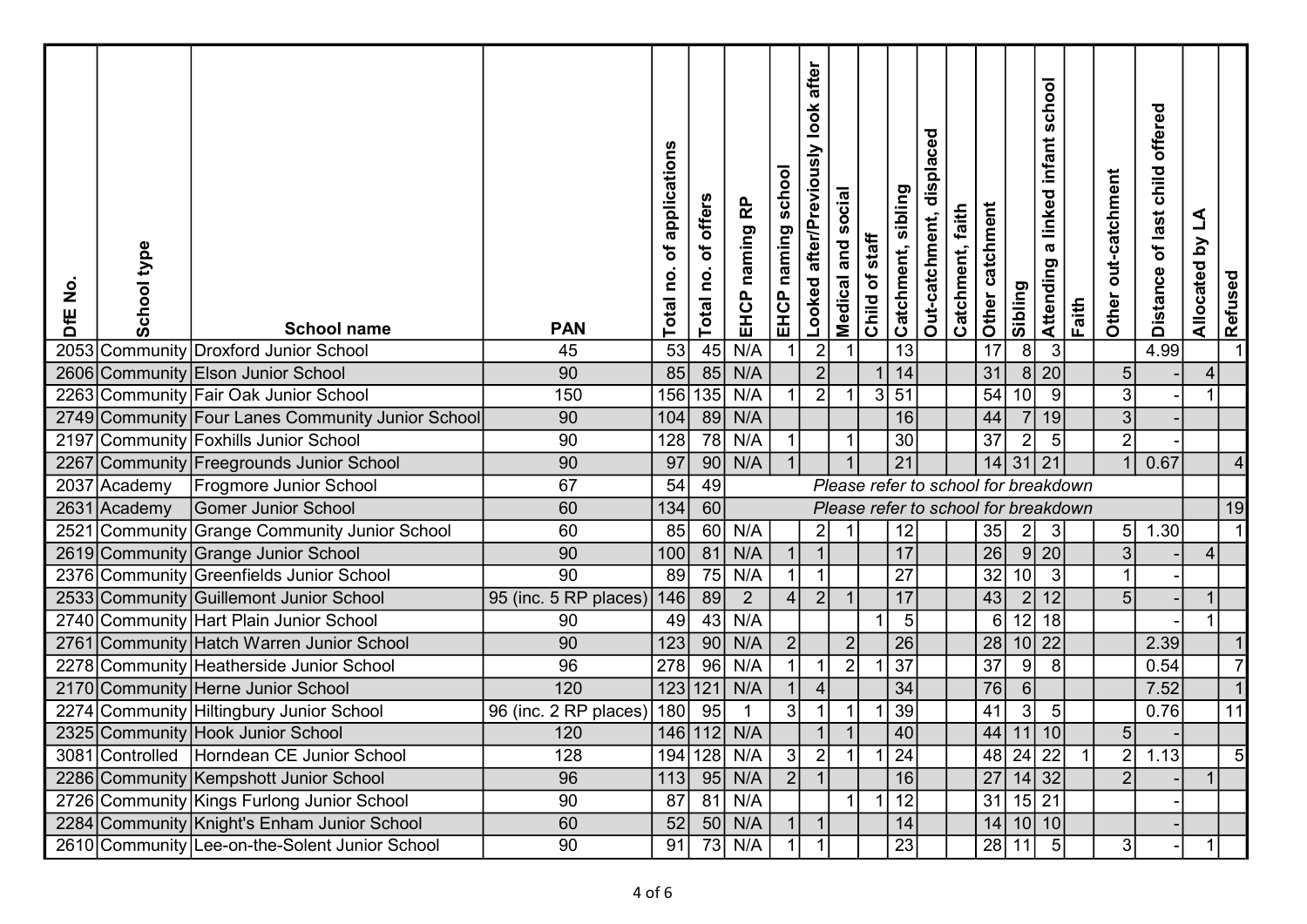| DfE No. | School type | School name | PAN | Total no. of applications | Total no. of offers | EHCP naming RP | EHCP naming school | Looked after/Previously look after | Medical and social | Child of staff | Catchment, sibling | Out-catchment, displaced | Catchment, faith | Other catchment | Sibling | Attending a linked infant school | Faith | Other out-catchment | Distance of last child offered | Allocated by LA | Refused |
|---|---|---|---|---|---|---|---|---|---|---|---|---|---|---|---|---|---|---|---|---|---|
| 2053 | Community | Droxford Junior School | 45 | 53 | 45 | N/A | 1 | 2 | 1 | | 13 | | | 17 | 8 | 3 | | | 4.99 | | 1 |
| 2606 | Community | Elson Junior School | 90 | 85 | 85 | N/A | | 2 | | 1 | 14 | | | 31 | 8 | 20 | | 5 | - | 4 | |
| 2263 | Community | Fair Oak Junior School | 150 | 156 | 135 | N/A | 1 | 2 | 1 | 3 | 51 | | | 54 | 10 | 9 | | 3 | - | 1 | |
| 2749 | Community | Four Lanes Community Junior School | 90 | 104 | 89 | N/A | | | | | 16 | | | 44 | 7 | 19 | | 3 | - | | |
| 2197 | Community | Foxhills Junior School | 90 | 128 | 78 | N/A | 1 | | 1 | | 30 | | | 37 | 2 | 5 | | 2 | - | | |
| 2267 | Community | Freegrounds Junior School | 90 | 97 | 90 | N/A | 1 | | 1 | | 21 | | | 14 | 31 | 21 | | 1 | 0.67 | | 4 |
| 2037 | Academy | Frogmore Junior School | 67 | 54 | 49 | *Please refer to school for breakdown* | | | | | | | | | | | | | | | |
| 2631 | Academy | Gomer Junior School | 60 | 134 | 60 | *Please refer to school for breakdown* | | | | | | | | | | | | | | | 19 |
| 2521 | Community | Grange Community Junior School | 60 | 85 | 60 | N/A | | 2 | 1 | | 12 | | | 35 | 2 | 3 | | 5 | 1.30 | | 1 |
| 2619 | Community | Grange Junior School | 90 | 100 | 81 | N/A | 1 | 1 | | | 17 | | | 26 | 9 | 20 | | 3 | - | 4 | |
| 2376 | Community | Greenfields Junior School | 90 | 89 | 75 | N/A | 1 | 1 | | | 27 | | | 32 | 10 | 3 | | 1 | - | | |
| 2533 | Community | Guillemont Junior School | 95 (inc. 5 RP places) | 146 | 89 | 2 | 4 | 2 | 1 | | 17 | | | 43 | 2 | 12 | | 5 | - | 1 | |
| 2740 | Community | Hart Plain Junior School | 90 | 49 | 43 | N/A | | | | 1 | 5 | | | 6 | 12 | 18 | | | - | 1 | |
| 2761 | Community | Hatch Warren Junior School | 90 | 123 | 90 | N/A | 2 | | 2 | | 26 | | | 28 | 10 | 22 | | | 2.39 | | 1 |
| 2278 | Community | Heatherside Junior School | 96 | 278 | 96 | N/A | 1 | 1 | 2 | 1 | 37 | | | 37 | 9 | 8 | | | 0.54 | | 7 |
| 2170 | Community | Herne Junior School | 120 | 123 | 121 | N/A | 1 | 4 | | | 34 | | | 76 | 6 | | | | 7.52 | | 1 |
| 2274 | Community | Hiltingbury Junior School | 96 (inc. 2 RP places) | 180 | 95 | 1 | 3 | 1 | 1 | 1 | 39 | | | 41 | 3 | 5 | | | 0.76 | | 11 |
| 2325 | Community | Hook Junior School | 120 | 146 | 112 | N/A | | 1 | 1 | | 40 | | | 44 | 11 | 10 | | 5 | - | | |
| 3081 | Controlled | Horndean CE Junior School | 128 | 194 | 128 | N/A | 3 | 2 | 1 | 1 | 24 | | | 48 | 24 | 22 | 1 | 2 | 1.13 | | 5 |
| 2286 | Community | Kempshott Junior School | 96 | 113 | 95 | N/A | 2 | 1 | | | 16 | | | 27 | 14 | 32 | | 2 | - | 1 | |
| 2726 | Community | Kings Furlong Junior School | 90 | 87 | 81 | N/A | | | 1 | 1 | 12 | | | 31 | 15 | 21 | | | - | | |
| 2284 | Community | Knight's Enham Junior School | 60 | 52 | 50 | N/A | 1 | 1 | | | 14 | | | 14 | 10 | 10 | | | - | | |
| 2610 | Community | Lee-on-the-Solent Junior School | 90 | 91 | 73 | N/A | 1 | 1 | | | 23 | | | 28 | 11 | 5 | | 3 | - | 1 | |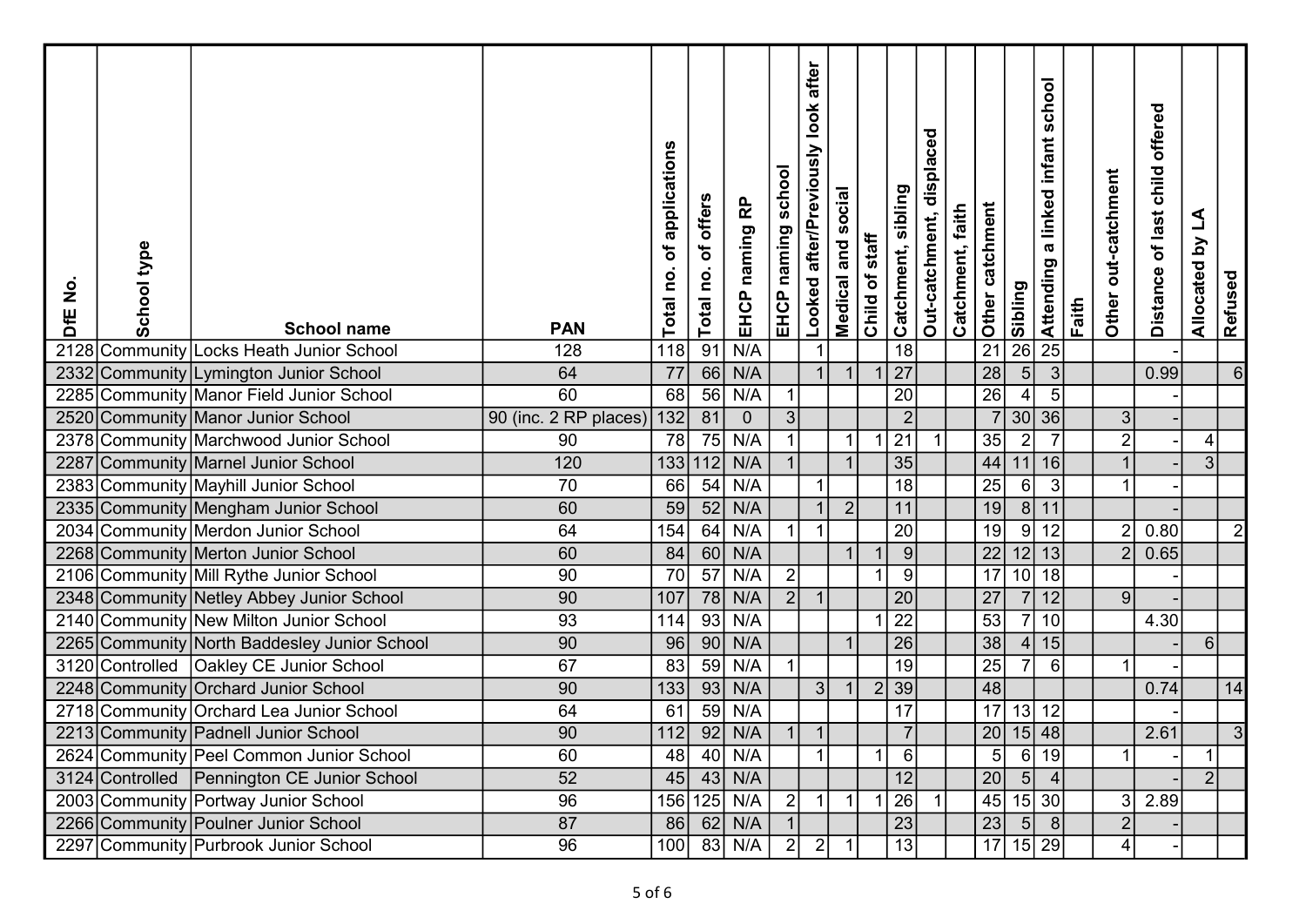| DfE No. | School type | School name | PAN | Total no. of applications | Total no. of offers | EHCP naming RP | EHCP naming school | Looked after/Previously look after | Medical and social | Child of staff | Catchment, sibling | Out-catchment, displaced | Catchment, faith | Other catchment | Sibling | Attending a linked infant school | Faith | Other out-catchment | Distance of last child offered | Allocated by LA | Refused |
|---|---|---|---|---|---|---|---|---|---|---|---|---|---|---|---|---|---|---|---|---|---|
| 2128 | Community | Locks Heath Junior School | 128 | 118 | 91 | N/A | | 1 | | | 18 | | | 21 | 26 | 25 | | | - | | |
| 2332 | Community | Lymington Junior School | 64 | 77 | 66 | N/A | | 1 | 1 | 1 | 27 | | | 28 | 5 | 3 | | | 0.99 | | 6 |
| 2285 | Community | Manor Field Junior School | 60 | 68 | 56 | N/A | 1 | | | | 20 | | | 26 | 4 | 5 | | | - | | |
| 2520 | Community | Manor Junior School | 90 (inc. 2 RP places) | 132 | 81 | 0 | 3 | | | | 2 | | | 7 | 30 | 36 | | 3 | - | | |
| 2378 | Community | Marchwood Junior School | 90 | 78 | 75 | N/A | 1 | | 1 | 1 | 21 | 1 | | 35 | 2 | 7 | | 2 | - | 4 | |
| 2287 | Community | Marnel Junior School | 120 | 133 | 112 | N/A | 1 | | 1 | | 35 | | | 44 | 11 | 16 | | 1 | - | 3 | |
| 2383 | Community | Mayhill Junior School | 70 | 66 | 54 | N/A | | 1 | | | 18 | | | 25 | 6 | 3 | | 1 | - | | |
| 2335 | Community | Mengham Junior School | 60 | 59 | 52 | N/A | | 1 | 2 | | 11 | | | 19 | 8 | 11 | | | - | | |
| 2034 | Community | Merdon Junior School | 64 | 154 | 64 | N/A | 1 | 1 | | | 20 | | | 19 | 9 | 12 | | 2 | 0.80 | | 2 |
| 2268 | Community | Merton Junior School | 60 | 84 | 60 | N/A | | | 1 | 1 | 9 | | | 22 | 12 | 13 | | 2 | 0.65 | | |
| 2106 | Community | Mill Rythe Junior School | 90 | 70 | 57 | N/A | 2 | | | 1 | 9 | | | 17 | 10 | 18 | | | - | | |
| 2348 | Community | Netley Abbey Junior School | 90 | 107 | 78 | N/A | 2 | 1 | | | 20 | | | 27 | 7 | 12 | | 9 | - | | |
| 2140 | Community | New Milton Junior School | 93 | 114 | 93 | N/A | | | | 1 | 22 | | | 53 | 7 | 10 | | | 4.30 | | |
| 2265 | Community | North Baddesley Junior School | 90 | 96 | 90 | N/A | | | 1 | | 26 | | | 38 | 4 | 15 | | | - | 6 | |
| 3120 | Controlled | Oakley CE Junior School | 67 | 83 | 59 | N/A | 1 | | | | 19 | | | 25 | 7 | 6 | | 1 | - | | |
| 2248 | Community | Orchard Junior School | 90 | 133 | 93 | N/A | | 3 | 1 | 2 | 39 | | | 48 | | | | | 0.74 | | 14 |
| 2718 | Community | Orchard Lea Junior School | 64 | 61 | 59 | N/A | | | | | 17 | | | 17 | 13 | 12 | | | - | | |
| 2213 | Community | Padnell Junior School | 90 | 112 | 92 | N/A | 1 | 1 | | | 7 | | | 20 | 15 | 48 | | | 2.61 | | 3 |
| 2624 | Community | Peel Common Junior School | 60 | 48 | 40 | N/A | | 1 | | 1 | 6 | | | 5 | 6 | 19 | | 1 | - | 1 | |
| 3124 | Controlled | Pennington CE Junior School | 52 | 45 | 43 | N/A | | | | | 12 | | | 20 | 5 | 4 | | | - | 2 | |
| 2003 | Community | Portway Junior School | 96 | 156 | 125 | N/A | 2 | 1 | 1 | 1 | 26 | 1 | | 45 | 15 | 30 | | 3 | 2.89 | | |
| 2266 | Community | Poulner Junior School | 87 | 86 | 62 | N/A | 1 | | | | 23 | | | 23 | 5 | 8 | | 2 | - | | |
| 2297 | Community | Purbrook Junior School | 96 | 100 | 83 | N/A | 2 | 2 | 1 | | 13 | | | 17 | 15 | 29 | | 4 | - | | |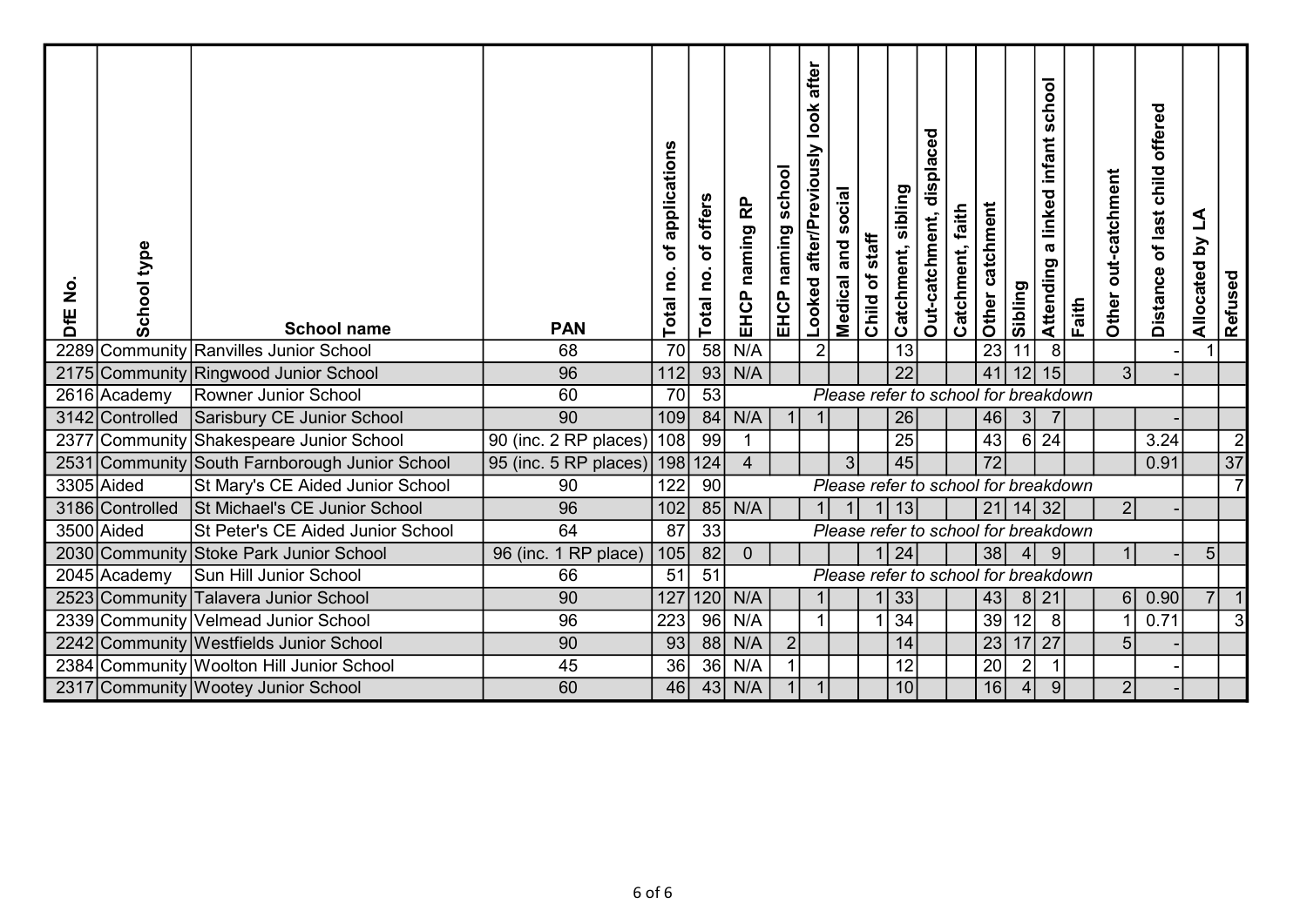| DfE No. | School type | School name | PAN | Total no. of applications | Total no. of offers | EHCP naming RP | EHCP naming school | Looked after/Previously look after | Medical and social | Child of staff | Catchment, sibling | Out-catchment, displaced | Catchment, faith | Other catchment | Sibling | Attending a linked infant school | Faith | Other out-catchment | Distance of last child offered | Allocated by LA | Refused |
|---|---|---|---|---|---|---|---|---|---|---|---|---|---|---|---|---|---|---|---|---|---|
| 2289 | Community | Ranvilles Junior School | 68 | 70 | 58 | N/A | | 2 | | | 13 | | | 23 | 11 | 8 | | | - | 1 | |
| 2175 | Community | Ringwood Junior School | 96 | 112 | 93 | N/A | | | | | 22 | | | 41 | 12 | 15 | | 3 | - | | |
| 2616 | Academy | Rowner Junior School | 60 | 70 | 53 | *Please refer to school for breakdown* | | | | | | | | | | | | | | | |
| 3142 | Controlled | Sarisbury CE Junior School | 90 | 109 | 84 | N/A | 1 | 1 | | | 26 | | | 46 | 3 | 7 | | | - | | |
| 2377 | Community | Shakespeare Junior School | 90 (inc. 2 RP places) | 108 | 99 | 1 | | | | | 25 | | | 43 | 6 | 24 | | | 3.24 | | 2 |
| 2531 | Community | South Farnborough Junior School | 95 (inc. 5 RP places) | 198 | 124 | 4 | | | 3 | | 45 | | | 72 | | | | | 0.91 | | 37 |
| 3305 | Aided | St Mary's CE Aided Junior School | 90 | 122 | 90 | *Please refer to school for breakdown* | | | | | | | | | | | | | | | 7 |
| 3186 | Controlled | St Michael's CE Junior School | 96 | 102 | 85 | N/A | | 1 | 1 | 1 | 13 | | | 21 | 14 | 32 | | 2 | - | | |
| 3500 | Aided | St Peter's CE Aided Junior School | 64 | 87 | 33 | *Please refer to school for breakdown* | | | | | | | | | | | | | | | |
| 2030 | Community | Stoke Park Junior School | 96 (inc. 1 RP place) | 105 | 82 | 0 | | | | 1 | 24 | | | 38 | 4 | 9 | | 1 | - | 5 | |
| 2045 | Academy | Sun Hill Junior School | 66 | 51 | 51 | *Please refer to school for breakdown* | | | | | | | | | | | | | | | |
| 2523 | Community | Talavera Junior School | 90 | 127 | 120 | N/A | | 1 | | 1 | 33 | | | 43 | 8 | 21 | | 6 | 0.90 | 7 | 1 |
| 2339 | Community | Velmead Junior School | 96 | 223 | 96 | N/A | | 1 | | 1 | 34 | | | 39 | 12 | 8 | | 1 | 0.71 | | 3 |
| 2242 | Community | Westfields Junior School | 90 | 93 | 88 | N/A | 2 | | | | 14 | | | 23 | 17 | 27 | | 5 | - | | |
| 2384 | Community | Woolton Hill Junior School | 45 | 36 | 36 | N/A | 1 | | | | 12 | | | 20 | 2 | 1 | | | - | | |
| 2317 | Community | Wootey Junior School | 60 | 46 | 43 | N/A | 1 | 1 | | | 10 | | | 16 | 4 | 9 | | 2 | - | | |